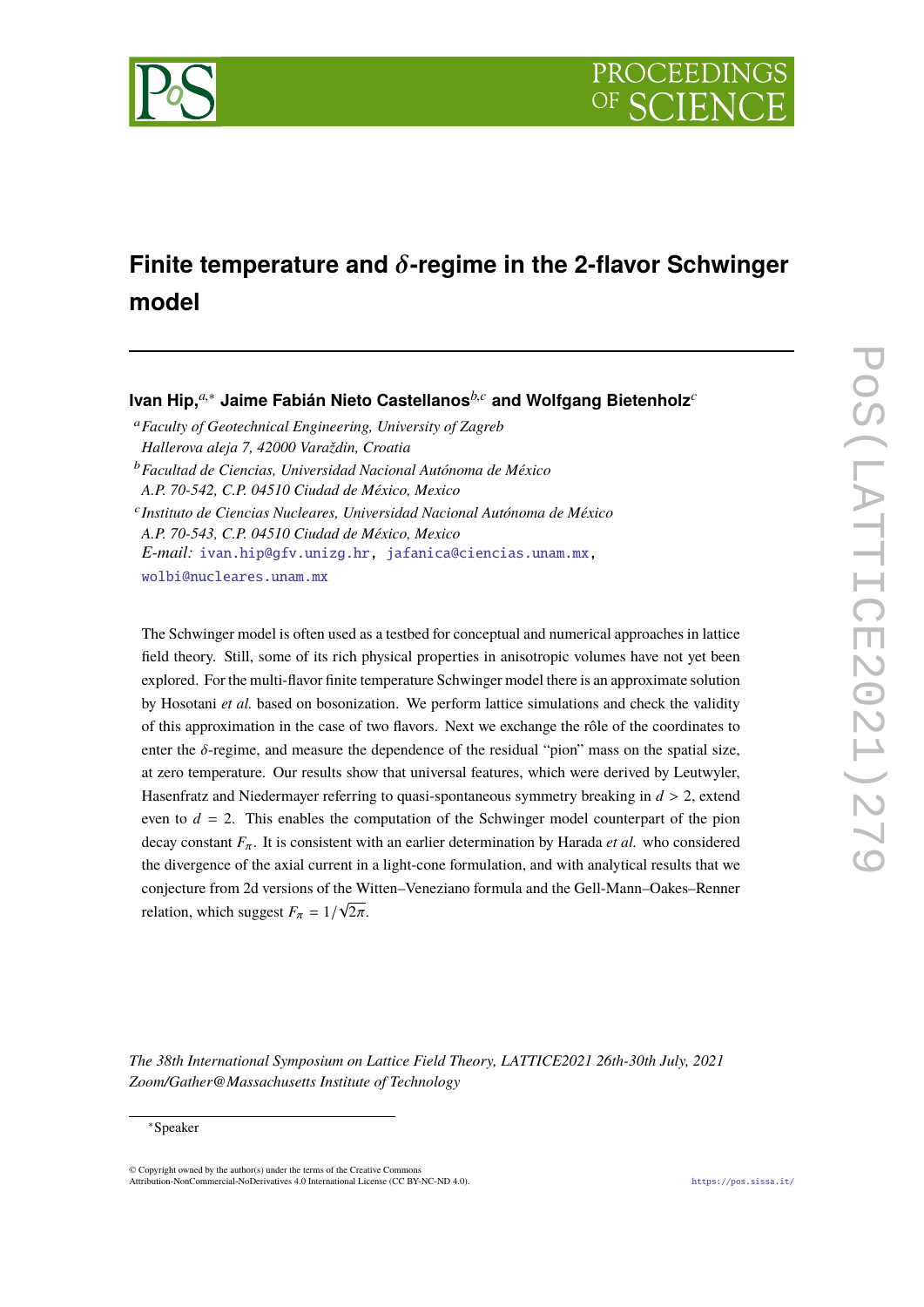# Finite temperature and $\delta$-regime in the 2-flavor Schwinger model

**Ivan Hip,**[a,*] **Jaime Fabián Nieto Castellanos**[b,c] **and Wolfgang Bietenholz**[c]

[a] *Faculty of Geotechnical Engineering, University of Zagreb*
*Hallerova aleja 7, 42000 Varaždin, Croatia*

[b] *Facultad de Ciencias, Universidad Nacional Autónoma de México*
*A.P. 70-542, C.P. 04510 Ciudad de México, Mexico*

[c] *Instituto de Ciencias Nucleares, Universidad Nacional Autónoma de México*
*A.P. 70-543, C.P. 04510 Ciudad de México, Mexico*

*E-mail:* ivan.hip@gfv.unizg.hr, jafanica@ciencias.unam.mx, wolbi@nucleares.unam.mx

The Schwinger model is often used as a testbed for conceptual and numerical approaches in lattice field theory. Still, some of its rich physical properties in anisotropic volumes have not yet been explored. For the multi-flavor finite temperature Schwinger model there is an approximate solution by Hosotani *et al.* based on bosonization. We perform lattice simulations and check the validity of this approximation in the case of two flavors. Next we exchange the rôle of the coordinates to enter the $\delta$-regime, and measure the dependence of the residual "pion" mass on the spatial size, at zero temperature. Our results show that universal features, which were derived by Leutwyler, Hasenfratz and Niedermayer referring to quasi-spontaneous symmetry breaking in $d > 2$, extend even to $d = 2$. This enables the computation of the Schwinger model counterpart of the pion decay constant $F_\pi$. It is consistent with an earlier determination by Harada *et al.* who considered the divergence of the axial current in a light-cone formulation, and with analytical results that we conjecture from 2d versions of the Witten–Veneziano formula and the Gell-Mann–Oakes–Renner relation, which suggest $F_\pi = 1/\sqrt{2\pi}$.

*The 38th International Symposium on Lattice Field Theory, LATTICE2021 26th-30th July, 2021*
*Zoom/Gather@Massachusetts Institute of Technology*

[*] Speaker

© Copyright owned by the author(s) under the terms of the Creative Commons Attribution-NonCommercial-NoDerivatives 4.0 International License (CC BY-NC-ND 4.0).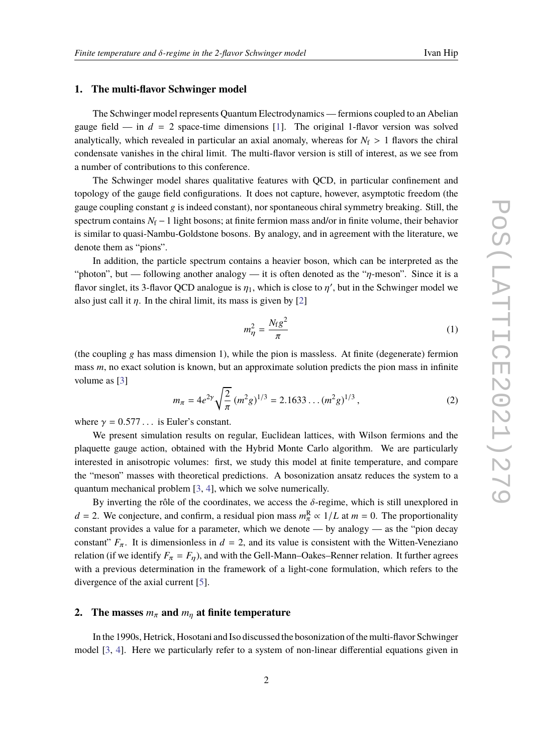## 1. The multi-flavor Schwinger model

The Schwinger model represents Quantum Electrodynamics — fermions coupled to an Abelian gauge field — in $d = 2$ space-time dimensions [1]. The original 1-flavor version was solved analytically, which revealed in particular an axial anomaly, whereas for $N_{\rm f} > 1$ flavors the chiral condensate vanishes in the chiral limit. The multi-flavor version is still of interest, as we see from a number of contributions to this conference.

The Schwinger model shares qualitative features with QCD, in particular confinement and topology of the gauge field configurations. It does not capture, however, asymptotic freedom (the gauge coupling constant $g$ is indeed constant), nor spontaneous chiral symmetry breaking. Still, the spectrum contains $N_{\rm f} - 1$ light bosons; at finite fermion mass and/or in finite volume, their behavior is similar to quasi-Nambu-Goldstone bosons. By analogy, and in agreement with the literature, we denote them as "pions".

In addition, the particle spectrum contains a heavier boson, which can be interpreted as the "photon", but — following another analogy — it is often denoted as the "$\eta$-meson". Since it is a flavor singlet, its 3-flavor QCD analogue is $\eta_1$, which is close to $\eta'$, but in the Schwinger model we also just call it $\eta$. In the chiral limit, its mass is given by [2]

$$m_\eta^2 = \frac{N_{\rm f} g^2}{\pi} \tag{1}$$

(the coupling $g$ has mass dimension 1), while the pion is massless. At finite (degenerate) fermion mass $m$, no exact solution is known, but an approximate solution predicts the pion mass in infinite volume as [3]

$$m_\pi = 4e^{2\gamma}\sqrt{\frac{2}{\pi}}\,(m^2 g)^{1/3} = 2.1633\ldots(m^2 g)^{1/3}\,, \tag{2}$$

where $\gamma = 0.577\ldots$ is Euler's constant.

We present simulation results on regular, Euclidean lattices, with Wilson fermions and the plaquette gauge action, obtained with the Hybrid Monte Carlo algorithm. We are particularly interested in anisotropic volumes: first, we study this model at finite temperature, and compare the "meson" masses with theoretical predictions. A bosonization ansatz reduces the system to a quantum mechanical problem [3, 4], which we solve numerically.

By inverting the rôle of the coordinates, we access the $\delta$-regime, which is still unexplored in $d = 2$. We conjecture, and confirm, a residual pion mass $m_\pi^{\rm R} \propto 1/L$ at $m = 0$. The proportionality constant provides a value for a parameter, which we denote — by analogy — as the "pion decay constant" $F_\pi$. It is dimensionless in $d = 2$, and its value is consistent with the Witten-Veneziano relation (if we identify $F_\pi = F_\eta$), and with the Gell-Mann–Oakes–Renner relation. It further agrees with a previous determination in the framework of a light-cone formulation, which refers to the divergence of the axial current [5].

## 2. The masses $m_\pi$ and $m_\eta$ at finite temperature

In the 1990s, Hetrick, Hosotani and Iso discussed the bosonization of the multi-flavor Schwinger model [3, 4]. Here we particularly refer to a system of non-linear differential equations given in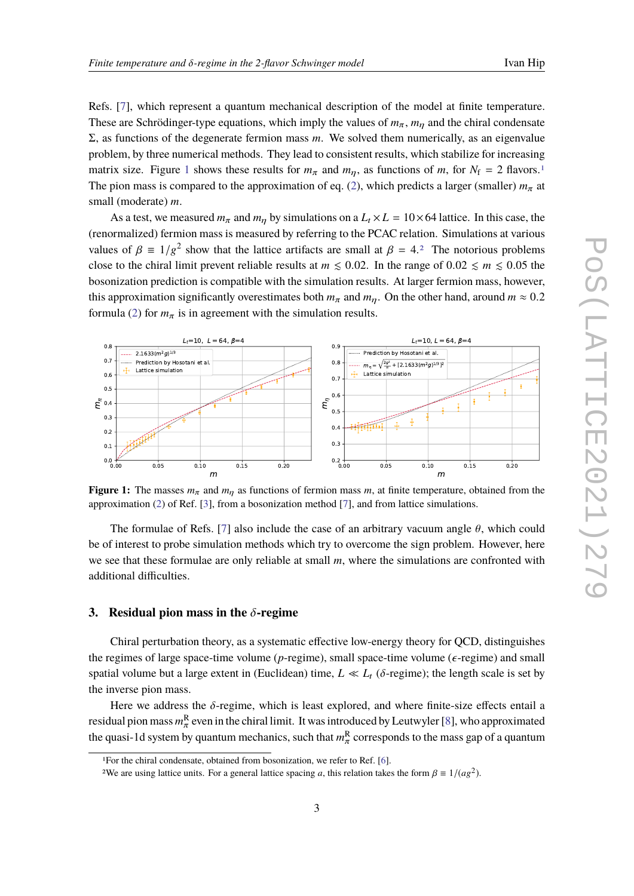Refs. [7], which represent a quantum mechanical description of the model at finite temperature. These are Schrödinger-type equations, which imply the values of $m_\pi$, $m_\eta$ and the chiral condensate $\Sigma$, as functions of the degenerate fermion mass $m$. We solved them numerically, as an eigenvalue problem, by three numerical methods. They lead to consistent results, which stabilize for increasing matrix size. Figure 1 shows these results for $m_\pi$ and $m_\eta$, as functions of $m$, for $N_f = 2$ flavors.[1] The pion mass is compared to the approximation of eq. (2), which predicts a larger (smaller) $m_\pi$ at small (moderate) $m$.

As a test, we measured $m_\pi$ and $m_\eta$ by simulations on a $L_t \times L = 10 \times 64$ lattice. In this case, the (renormalized) fermion mass is measured by referring to the PCAC relation. Simulations at various values of $\beta \equiv 1/g^2$ show that the lattice artifacts are small at $\beta = 4$.[2] The notorious problems close to the chiral limit prevent reliable results at $m \lesssim 0.02$. In the range of $0.02 \lesssim m \lesssim 0.05$ the bosonization prediction is compatible with the simulation results. At larger fermion mass, however, this approximation significantly overestimates both $m_\pi$ and $m_\eta$. On the other hand, around $m \approx 0.2$ formula (2) for $m_\pi$ is in agreement with the simulation results.

**Figure 1:** The masses $m_\pi$ and $m_\eta$ as functions of fermion mass $m$, at finite temperature, obtained from the approximation (2) of Ref. [3], from a bosonization method [7], and from lattice simulations.

The formulae of Refs. [7] also include the case of an arbitrary vacuum angle $\theta$, which could be of interest to probe simulation methods which try to overcome the sign problem. However, here we see that these formulae are only reliable at small $m$, where the simulations are confronted with additional difficulties.

## 3. Residual pion mass in the $\delta$-regime

Chiral perturbation theory, as a systematic effective low-energy theory for QCD, distinguishes the regimes of large space-time volume ($p$-regime), small space-time volume ($\epsilon$-regime) and small spatial volume but a large extent in (Euclidean) time, $L \ll L_t$ ($\delta$-regime); the length scale is set by the inverse pion mass.

Here we address the $\delta$-regime, which is least explored, and where finite-size effects entail a residual pion mass $m_\pi^{\mathrm{R}}$ even in the chiral limit. It was introduced by Leutwyler [8], who approximated the quasi-1d system by quantum mechanics, such that $m_\pi^{\mathrm{R}}$ corresponds to the mass gap of a quantum

[1] For the chiral condensate, obtained from bosonization, we refer to Ref. [6].

[2] We are using lattice units. For a general lattice spacing $a$, this relation takes the form $\beta \equiv 1/(ag^2)$.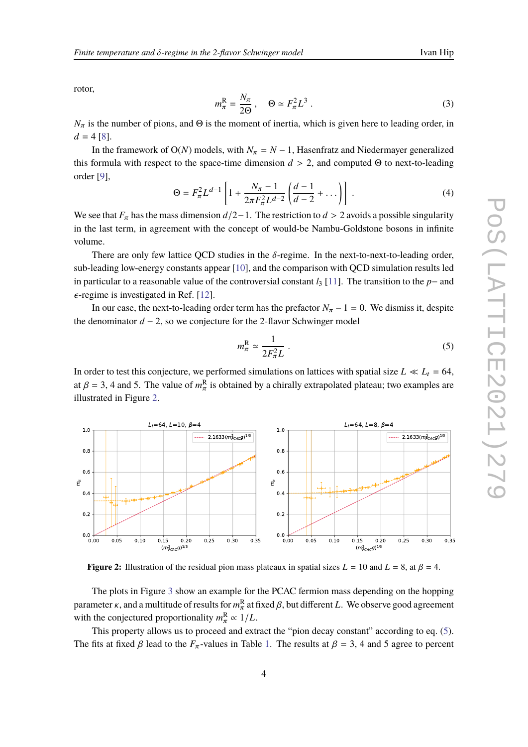rotor,

$$m_\pi^{\rm R} = \frac{N_\pi}{2\Theta} \,, \quad \Theta \simeq F_\pi^2 L^3 \,. \tag{3}$$

$N_\pi$ is the number of pions, and $\Theta$ is the moment of inertia, which is given here to leading order, in $d = 4$ [8].

In the framework of O($N$) models, with $N_\pi = N - 1$, Hasenfratz and Niedermayer generalized this formula with respect to the space-time dimension $d > 2$, and computed $\Theta$ to next-to-leading order [9],

$$\Theta = F_\pi^2 L^{d-1} \left[ 1 + \frac{N_\pi - 1}{2\pi F_\pi^2 L^{d-2}} \left( \frac{d-1}{d-2} + \dots \right) \right] \,. \tag{4}$$

We see that $F_\pi$ has the mass dimension $d/2 - 1$. The restriction to $d > 2$ avoids a possible singularity in the last term, in agreement with the concept of would-be Nambu-Goldstone bosons in infinite volume.

There are only few lattice QCD studies in the $\delta$-regime. In the next-to-next-to-leading order, sub-leading low-energy constants appear [10], and the comparison with QCD simulation results led in particular to a reasonable value of the controversial constant $l_3$ [11]. The transition to the $p-$ and $\epsilon$-regime is investigated in Ref. [12].

In our case, the next-to-leading order term has the prefactor $N_\pi - 1 = 0$. We dismiss it, despite the denominator $d - 2$, so we conjecture for the 2-flavor Schwinger model

$$m_\pi^{\rm R} \simeq \frac{1}{2F_\pi^2 L} \,. \tag{5}$$

In order to test this conjecture, we performed simulations on lattices with spatial size $L \ll L_t = 64$, at $\beta = 3$, 4 and 5. The value of $m_\pi^{\rm R}$ is obtained by a chirally extrapolated plateau; two examples are illustrated in Figure 2.

**Figure 2:** Illustration of the residual pion mass plateaux in spatial sizes $L = 10$ and $L = 8$, at $\beta = 4$.

The plots in Figure 3 show an example for the PCAC fermion mass depending on the hopping parameter $\kappa$, and a multitude of results for $m_\pi^{\rm R}$ at fixed $\beta$, but different $L$. We observe good agreement with the conjectured proportionality $m_\pi^{\rm R} \propto 1/L$.

This property allows us to proceed and extract the "pion decay constant" according to eq. (5). The fits at fixed $\beta$ lead to the $F_\pi$-values in Table 1. The results at $\beta = 3$, 4 and 5 agree to percent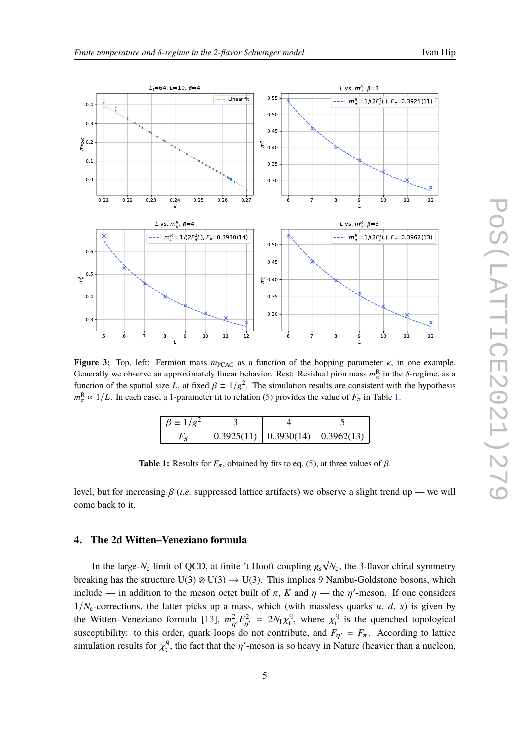**Figure 3:** Top, left: Fermion mass $m_{\rm PCAC}$ as a function of the hopping parameter $\kappa$, in one example. Generally we observe an approximately linear behavior. Rest: Residual pion mass $m_\pi^{\rm R}$ in the $\delta$-regime, as a function of the spatial size $L$, at fixed $\beta \equiv 1/g^2$. The simulation results are consistent with the hypothesis $m_\pi^{\rm R} \propto 1/L$. In each case, a 1-parameter fit to relation (5) provides the value of $F_\pi$ in Table 1.

| $\beta \equiv 1/g^2$ | 3 | 4 | 5 |
|---|---|---|---|
| $F_\pi$ | 0.3925(11) | 0.3930(14) | 0.3962(13) |

**Table 1:** Results for $F_\pi$, obtained by fits to eq. (5), at three values of $\beta$.

level, but for increasing $\beta$ (*i.e.* suppressed lattice artifacts) we observe a slight trend up — we will come back to it.

## 4. The 2d Witten–Veneziano formula

In the large-$N_{\rm c}$ limit of QCD, at finite 't Hooft coupling $g_{\rm s}\sqrt{N_{\rm c}}$, the 3-flavor chiral symmetry breaking has the structure $\mathrm{U}(3) \otimes \mathrm{U}(3) \to \mathrm{U}(3)$. This implies 9 Nambu-Goldstone bosons, which include — in addition to the meson octet built of $\pi$, $K$ and $\eta$ — the $\eta'$-meson. If one considers $1/N_{\rm c}$-corrections, the latter picks up a mass, which (with massless quarks $u$, $d$, $s$) is given by the Witten–Veneziano formula [13], $m_{\eta'}^2 F_{\eta'}^2 = 2N_{\rm f}\chi_{\rm t}^{\rm q}$, where $\chi_{\rm t}^{\rm q}$ is the quenched topological susceptibility: to this order, quark loops do not contribute, and $F_{\eta'} = F_\pi$. According to lattice simulation results for $\chi_{\rm t}^{\rm q}$, the fact that the $\eta'$-meson is so heavy in Nature (heavier than a nucleon,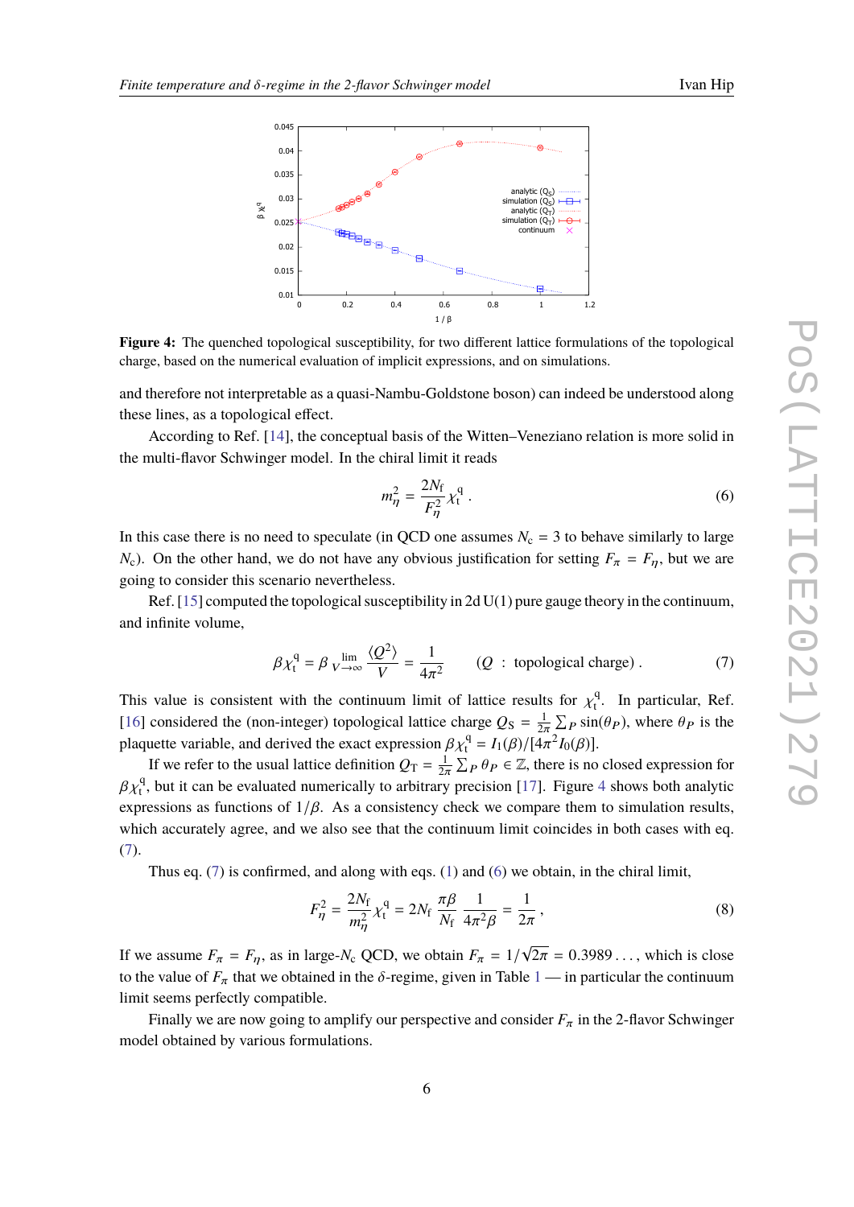**Figure 4:** The quenched topological susceptibility, for two different lattice formulations of the topological charge, based on the numerical evaluation of implicit expressions, and on simulations.

and therefore not interpretable as a quasi-Nambu-Goldstone boson) can indeed be understood along these lines, as a topological effect.

According to Ref. [14], the conceptual basis of the Witten–Veneziano relation is more solid in the multi-flavor Schwinger model. In the chiral limit it reads

$$m_\eta^2 = \frac{2N_\mathrm{f}}{F_\eta^2} \chi_\mathrm{t}^\mathrm{q} \, . \tag{6}$$

In this case there is no need to speculate (in QCD one assumes $N_\mathrm{c} = 3$ to behave similarly to large $N_\mathrm{c}$). On the other hand, we do not have any obvious justification for setting $F_\pi = F_\eta$, but we are going to consider this scenario nevertheless.

Ref. [15] computed the topological susceptibility in 2d U(1) pure gauge theory in the continuum, and infinite volume,

$$\beta \chi_\mathrm{t}^\mathrm{q} = \beta \lim_{V\to\infty} \frac{\langle Q^2 \rangle}{V} = \frac{1}{4\pi^2} \qquad (Q \ : \ \text{topological charge}) \, . \tag{7}$$

This value is consistent with the continuum limit of lattice results for $\chi_\mathrm{t}^\mathrm{q}$. In particular, Ref. [16] considered the (non-integer) topological lattice charge $Q_\mathrm{S} = \frac{1}{2\pi} \sum_P \sin(\theta_P)$, where $\theta_P$ is the plaquette variable, and derived the exact expression $\beta \chi_\mathrm{t}^\mathrm{q} = I_1(\beta)/[4\pi^2 I_0(\beta)]$.

If we refer to the usual lattice definition $Q_\mathrm{T} = \frac{1}{2\pi} \sum_P \theta_P \in \mathbb{Z}$, there is no closed expression for $\beta \chi_\mathrm{t}^\mathrm{q}$, but it can be evaluated numerically to arbitrary precision [17]. Figure 4 shows both analytic expressions as functions of $1/\beta$. As a consistency check we compare them to simulation results, which accurately agree, and we also see that the continuum limit coincides in both cases with eq. (7).

Thus eq. (7) is confirmed, and along with eqs. (1) and (6) we obtain, in the chiral limit,

$$F_\eta^2 = \frac{2N_\mathrm{f}}{m_\eta^2} \chi_\mathrm{t}^\mathrm{q} = 2N_\mathrm{f} \frac{\pi\beta}{N_\mathrm{f}} \frac{1}{4\pi^2 \beta} = \frac{1}{2\pi} \, , \tag{8}$$

If we assume $F_\pi = F_\eta$, as in large-$N_\mathrm{c}$ QCD, we obtain $F_\pi = 1/\sqrt{2\pi} = 0.3989\ldots$, which is close to the value of $F_\pi$ that we obtained in the $\delta$-regime, given in Table 1 — in particular the continuum limit seems perfectly compatible.

Finally we are now going to amplify our perspective and consider $F_\pi$ in the 2-flavor Schwinger model obtained by various formulations.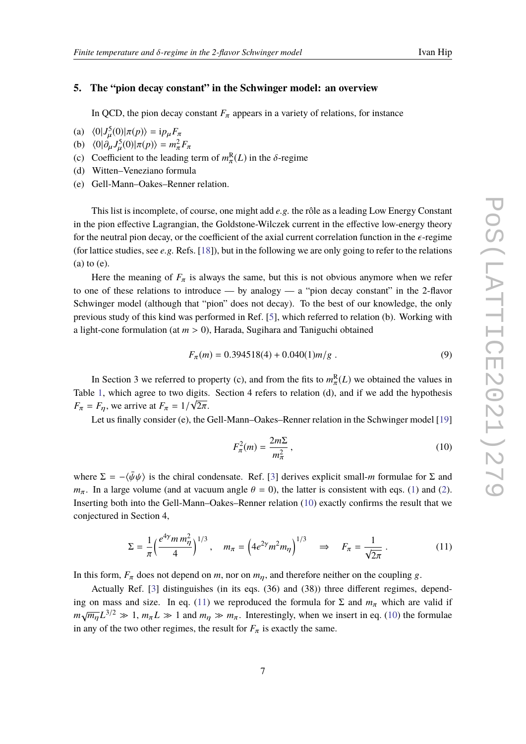## 5. The "pion decay constant" in the Schwinger model: an overview

In QCD, the pion decay constant $F_\pi$ appears in a variety of relations, for instance

(a) $\langle 0|J^5_\mu(0)|\pi(p)\rangle = \mathrm{i}p_\mu F_\pi$
(b) $\langle 0|\partial_\mu J^5_\mu(0)|\pi(p)\rangle = m_\pi^2 F_\pi$
(c) Coefficient to the leading term of $m_\pi^{\mathrm{R}}(L)$ in the $\delta$-regime
(d) Witten–Veneziano formula
(e) Gell-Mann–Oakes–Renner relation.

This list is incomplete, of course, one might add *e.g.* the rôle as a leading Low Energy Constant in the pion effective Lagrangian, the Goldstone-Wilczek current in the effective low-energy theory for the neutral pion decay, or the coefficient of the axial current correlation function in the $\epsilon$-regime (for lattice studies, see *e.g.* Refs. [18]), but in the following we are only going to refer to the relations (a) to (e).

Here the meaning of $F_\pi$ is always the same, but this is not obvious anymore when we refer to one of these relations to introduce — by analogy — a "pion decay constant" in the 2-flavor Schwinger model (although that "pion" does not decay). To the best of our knowledge, the only previous study of this kind was performed in Ref. [5], which referred to relation (b). Working with a light-cone formulation (at $m > 0$), Harada, Sugihara and Taniguchi obtained

$$F_\pi(m) = 0.394518(4) + 0.040(1)m/g \ . \tag{9}$$

In Section 3 we referred to property (c), and from the fits to $m_\pi^{\mathrm{R}}(L)$ we obtained the values in Table 1, which agree to two digits. Section 4 refers to relation (d), and if we add the hypothesis $F_\pi = F_\eta$, we arrive at $F_\pi = 1/\sqrt{2\pi}$.

Let us finally consider (e), the Gell-Mann–Oakes–Renner relation in the Schwinger model [19]

$$F_\pi^2(m) = \frac{2m\Sigma}{m_\pi^2} \ , \tag{10}$$

where $\Sigma = -\langle\bar\psi\psi\rangle$ is the chiral condensate. Ref. [3] derives explicit small-$m$ formulae for $\Sigma$ and $m_\pi$. In a large volume (and at vacuum angle $\theta = 0$), the latter is consistent with eqs. (1) and (2). Inserting both into the Gell-Mann–Oakes–Renner relation (10) exactly confirms the result that we conjectured in Section 4,

$$\Sigma = \frac{1}{\pi}\Big(\frac{e^{4\gamma} m\, m_\eta^2}{4}\Big)^{1/3} , \quad m_\pi = \Big(4e^{2\gamma} m^2 m_\eta\Big)^{1/3} \quad \Rightarrow \quad F_\pi = \frac{1}{\sqrt{2\pi}} \ . \tag{11}$$

In this form, $F_\pi$ does not depend on $m$, nor on $m_\eta$, and therefore neither on the coupling $g$.

Actually Ref. [3] distinguishes (in its eqs. (36) and (38)) three different regimes, depending on mass and size. In eq. (11) we reproduced the formula for $\Sigma$ and $m_\pi$ which are valid if $m\sqrt{m_\eta}L^{3/2} \gg 1$, $m_\pi L \gg 1$ and $m_\eta \gg m_\pi$. Interestingly, when we insert in eq. (10) the formulae in any of the two other regimes, the result for $F_\pi$ is exactly the same.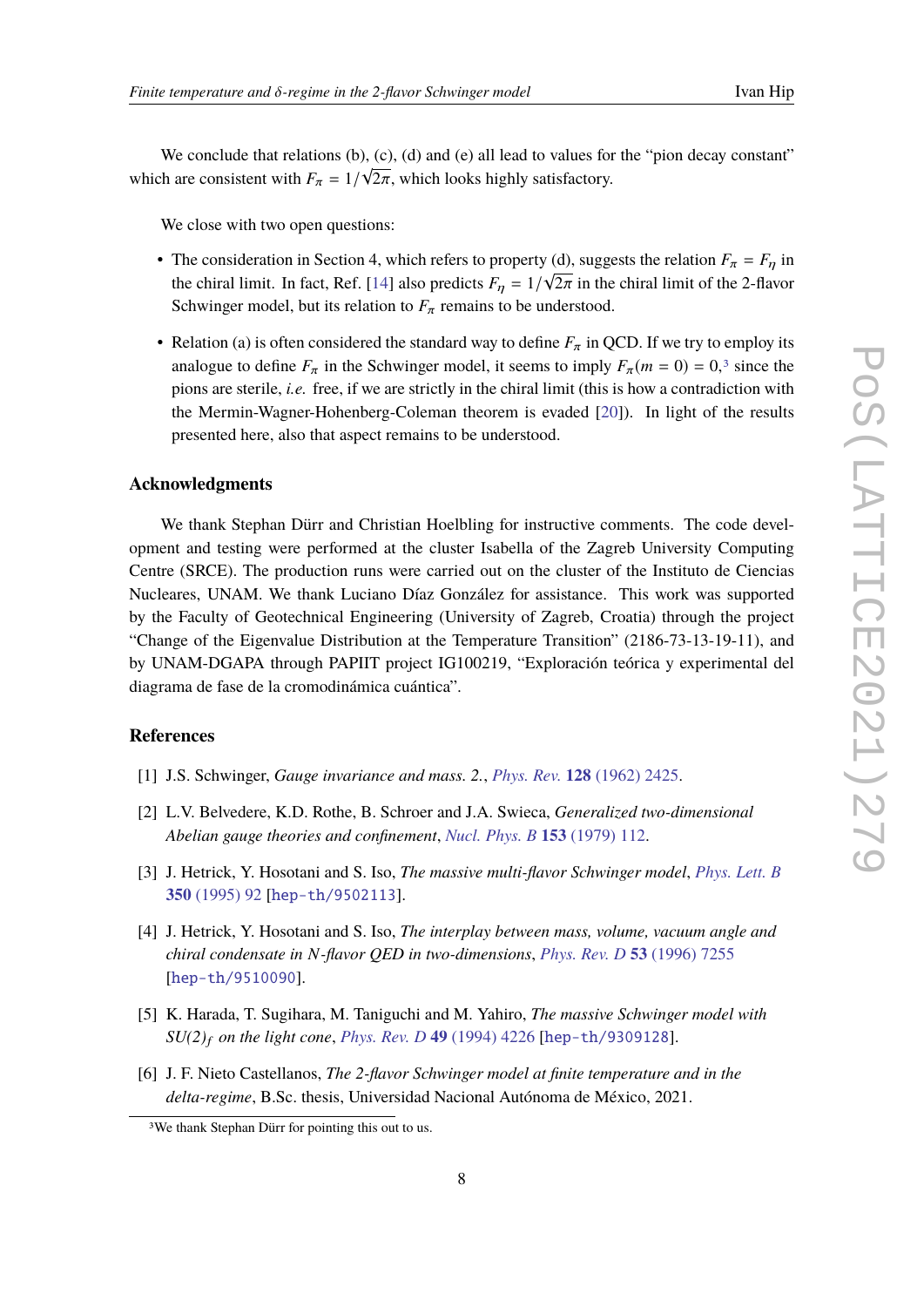We conclude that relations (b), (c), (d) and (e) all lead to values for the "pion decay constant" which are consistent with $F_\pi = 1/\sqrt{2\pi}$, which looks highly satisfactory.

We close with two open questions:

- The consideration in Section 4, which refers to property (d), suggests the relation $F_\pi = F_\eta$ in the chiral limit. In fact, Ref. [14] also predicts $F_\eta = 1/\sqrt{2\pi}$ in the chiral limit of the 2-flavor Schwinger model, but its relation to $F_\pi$ remains to be understood.
- Relation (a) is often considered the standard way to define $F_\pi$ in QCD. If we try to employ its analogue to define $F_\pi$ in the Schwinger model, it seems to imply $F_\pi(m = 0) = 0$,[3] since the pions are sterile, *i.e.* free, if we are strictly in the chiral limit (this is how a contradiction with the Mermin-Wagner-Hohenberg-Coleman theorem is evaded [20]). In light of the results presented here, also that aspect remains to be understood.

## Acknowledgments

We thank Stephan Dürr and Christian Hoelbling for instructive comments. The code development and testing were performed at the cluster Isabella of the Zagreb University Computing Centre (SRCE). The production runs were carried out on the cluster of the Instituto de Ciencias Nucleares, UNAM. We thank Luciano Díaz González for assistance. This work was supported by the Faculty of Geotechnical Engineering (University of Zagreb, Croatia) through the project "Change of the Eigenvalue Distribution at the Temperature Transition" (2186-73-13-19-11), and by UNAM-DGAPA through PAPIIT project IG100219, "Exploración teórica y experimental del diagrama de fase de la cromodinámica cuántica".

## References

[1] J.S. Schwinger, *Gauge invariance and mass. 2.*, *Phys. Rev.* **128** (1962) 2425.

[2] L.V. Belvedere, K.D. Rothe, B. Schroer and J.A. Swieca, *Generalized two-dimensional Abelian gauge theories and confinement*, *Nucl. Phys. B* **153** (1979) 112.

[3] J. Hetrick, Y. Hosotani and S. Iso, *The massive multi-flavor Schwinger model*, *Phys. Lett. B* **350** (1995) 92 [hep-th/9502113].

[4] J. Hetrick, Y. Hosotani and S. Iso, *The interplay between mass, volume, vacuum angle and chiral condensate in N-flavor QED in two-dimensions*, *Phys. Rev. D* **53** (1996) 7255 [hep-th/9510090].

[5] K. Harada, T. Sugihara, M. Taniguchi and M. Yahiro, *The massive Schwinger model with $SU(2)_f$ on the light cone*, *Phys. Rev. D* **49** (1994) 4226 [hep-th/9309128].

[6] J. F. Nieto Castellanos, *The 2-flavor Schwinger model at finite temperature and in the delta-regime*, B.Sc. thesis, Universidad Nacional Autónoma de México, 2021.

[3] We thank Stephan Dürr for pointing this out to us.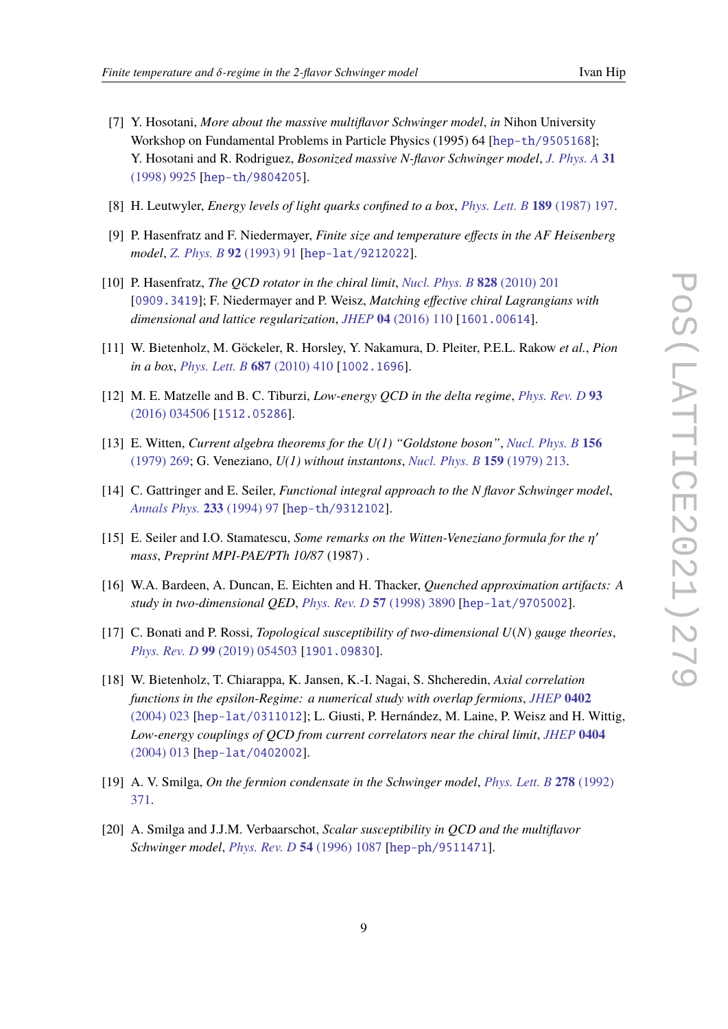[7] Y. Hosotani, *More about the massive multiflavor Schwinger model*, *in* Nihon University Workshop on Fundamental Problems in Particle Physics (1995) 64 [hep-th/9505168]; Y. Hosotani and R. Rodriguez, *Bosonized massive N-flavor Schwinger model*, *J. Phys. A* **31** (1998) 9925 [hep-th/9804205].

[8] H. Leutwyler, *Energy levels of light quarks confined to a box*, *Phys. Lett. B* **189** (1987) 197.

[9] P. Hasenfratz and F. Niedermayer, *Finite size and temperature effects in the AF Heisenberg model*, *Z. Phys. B* **92** (1993) 91 [hep-lat/9212022].

[10] P. Hasenfratz, *The QCD rotator in the chiral limit*, *Nucl. Phys. B* **828** (2010) 201 [0909.3419]; F. Niedermayer and P. Weisz, *Matching effective chiral Lagrangians with dimensional and lattice regularization*, *JHEP* **04** (2016) 110 [1601.00614].

[11] W. Bietenholz, M. Göckeler, R. Horsley, Y. Nakamura, D. Pleiter, P.E.L. Rakow *et al.*, *Pion in a box*, *Phys. Lett. B* **687** (2010) 410 [1002.1696].

[12] M. E. Matzelle and B. C. Tiburzi, *Low-energy QCD in the delta regime*, *Phys. Rev. D* **93** (2016) 034506 [1512.05286].

[13] E. Witten, *Current algebra theorems for the U(1) "Goldstone boson"*, *Nucl. Phys. B* **156** (1979) 269; G. Veneziano, *U(1) without instantons*, *Nucl. Phys. B* **159** (1979) 213.

[14] C. Gattringer and E. Seiler, *Functional integral approach to the N flavor Schwinger model*, *Annals Phys.* **233** (1994) 97 [hep-th/9312102].

[15] E. Seiler and I.O. Stamatescu, *Some remarks on the Witten-Veneziano formula for the $\eta'$ mass*, *Preprint MPI-PAE/PTh 10/87* (1987) .

[16] W.A. Bardeen, A. Duncan, E. Eichten and H. Thacker, *Quenched approximation artifacts: A study in two-dimensional QED*, *Phys. Rev. D* **57** (1998) 3890 [hep-lat/9705002].

[17] C. Bonati and P. Rossi, *Topological susceptibility of two-dimensional $U(N)$ gauge theories*, *Phys. Rev. D* **99** (2019) 054503 [1901.09830].

[18] W. Bietenholz, T. Chiarappa, K. Jansen, K.-I. Nagai, S. Shcheredin, *Axial correlation functions in the epsilon-Regime: a numerical study with overlap fermions*, *JHEP* **0402** (2004) 023 [hep-lat/0311012]; L. Giusti, P. Hernández, M. Laine, P. Weisz and H. Wittig, *Low-energy couplings of QCD from current correlators near the chiral limit*, *JHEP* **0404** (2004) 013 [hep-lat/0402002].

[19] A. V. Smilga, *On the fermion condensate in the Schwinger model*, *Phys. Lett. B* **278** (1992) 371.

[20] A. Smilga and J.J.M. Verbaarschot, *Scalar susceptibility in QCD and the multiflavor Schwinger model*, *Phys. Rev. D* **54** (1996) 1087 [hep-ph/9511471].